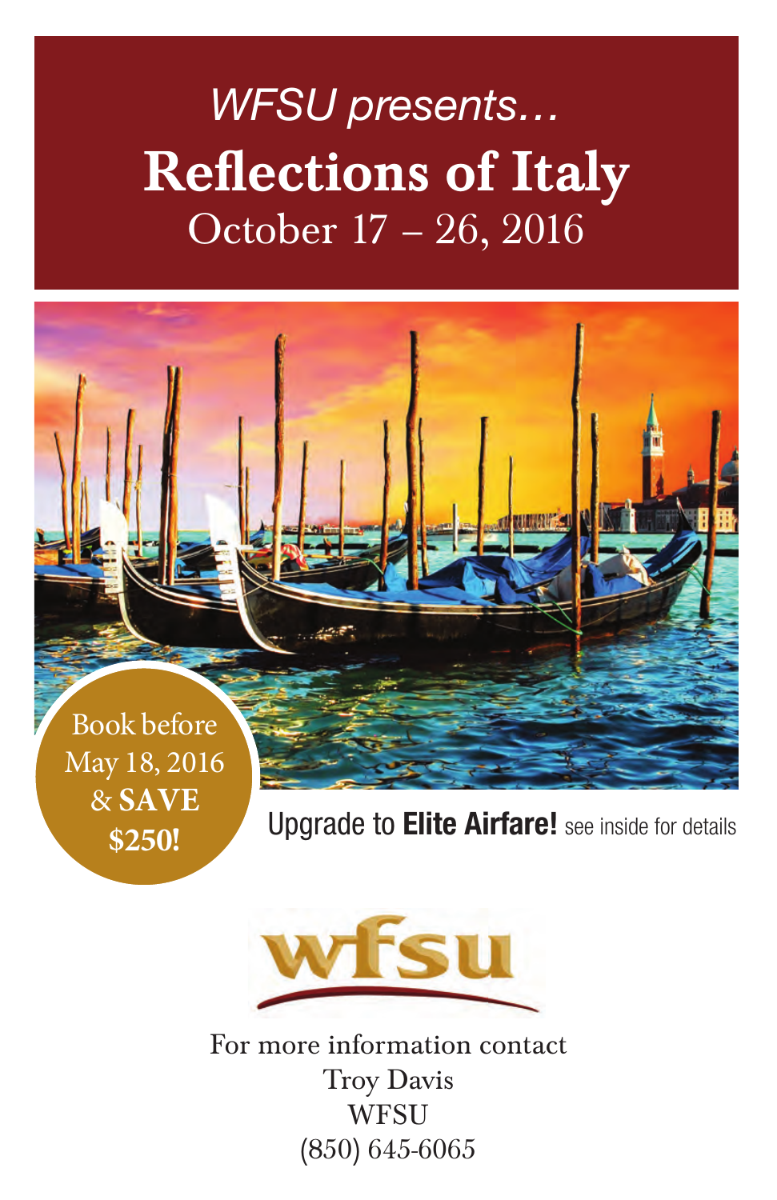*WFSU presents…*

# Reflections of Italy

## October 17 – 26, 2016

Book before May 18, 2016 & **SAVE $250!**

Upgrade to **Elite Airfare!** see inside for details

wfsu

For more information contact
Troy Davis
WFSU
(850) 645-6065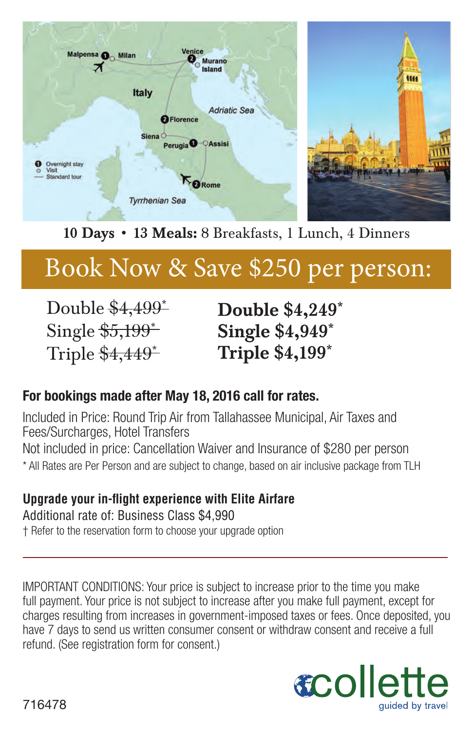**10 Days • 13 Meals:** 8 Breakfasts, 1 Lunch, 4 Dinners

## Book Now & Save $250 per person:

| | |
|---|---|
| Double ~~$4,499*~~ | **Double $4,249*** |
| Single ~~$5,199*~~ | **Single $4,949*** |
| Triple ~~$4,449*~~ | **Triple $4,199*** |

**For bookings made after May 18, 2016 call for rates.**

Included in Price: Round Trip Air from Tallahassee Municipal, Air Taxes and Fees/Surcharges, Hotel Transfers

Not included in price: Cancellation Waiver and Insurance of $280 per person

* All Rates are Per Person and are subject to change, based on air inclusive package from TLH

**Upgrade your in-flight experience with Elite Airfare**

Additional rate of: Business Class $4,990

† Refer to the reservation form to choose your upgrade option

---

IMPORTANT CONDITIONS: Your price is subject to increase prior to the time you make full payment. Your price is not subject to increase after you make full payment, except for charges resulting from increases in government-imposed taxes or fees. Once deposited, you have 7 days to send us written consumer consent or withdraw consent and receive a full refund. (See registration form for consent.)

716478

collette
guided by travel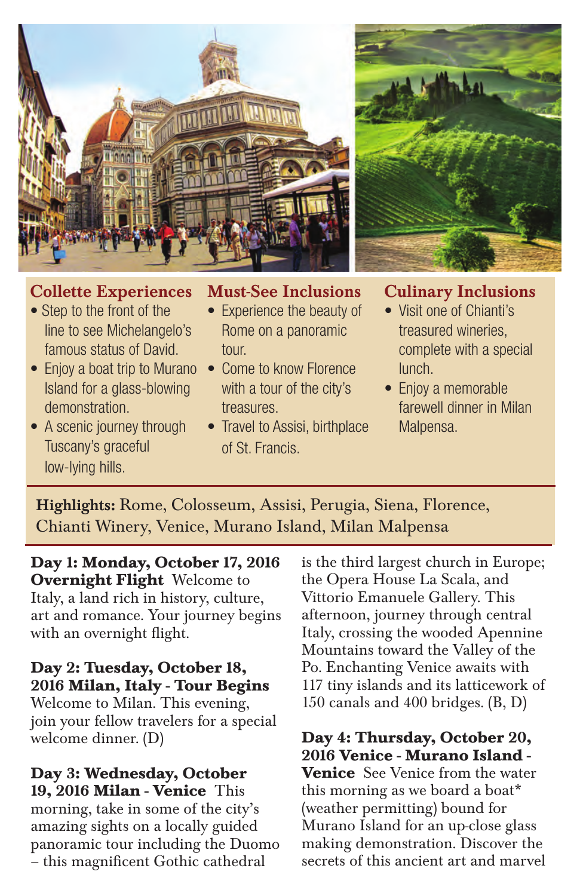### Collette Experiences

- Step to the front of the line to see Michelangelo's famous status of David.
- Enjoy a boat trip to Murano Island for a glass-blowing demonstration.
- A scenic journey through Tuscany's graceful low-lying hills.

### Must-See Inclusions

- Experience the beauty of Rome on a panoramic tour.
- Come to know Florence with a tour of the city's treasures.
- Travel to Assisi, birthplace of St. Francis.

### Culinary Inclusions

- Visit one of Chianti's treasured wineries, complete with a special lunch.
- Enjoy a memorable farewell dinner in Milan Malpensa.

**Highlights:** Rome, Colosseum, Assisi, Perugia, Siena, Florence, Chianti Winery, Venice, Murano Island, Milan Malpensa

**Day 1: Monday, October 17, 2016 Overnight Flight** Welcome to Italy, a land rich in history, culture, art and romance. Your journey begins with an overnight flight.

**Day 2: Tuesday, October 18, 2016 Milan, Italy - Tour Begins** Welcome to Milan. This evening, join your fellow travelers for a special welcome dinner. (D)

**Day 3: Wednesday, October 19, 2016 Milan - Venice** This morning, take in some of the city's amazing sights on a locally guided panoramic tour including the Duomo – this magnificent Gothic cathedral is the third largest church in Europe; the Opera House La Scala, and Vittorio Emanuele Gallery. This afternoon, journey through central Italy, crossing the wooded Apennine Mountains toward the Valley of the Po. Enchanting Venice awaits with 117 tiny islands and its latticework of 150 canals and 400 bridges. (B, D)

**Day 4: Thursday, October 20, 2016 Venice - Murano Island - Venice** See Venice from the water this morning as we board a boat* (weather permitting) bound for Murano Island for an up-close glass making demonstration. Discover the secrets of this ancient art and marvel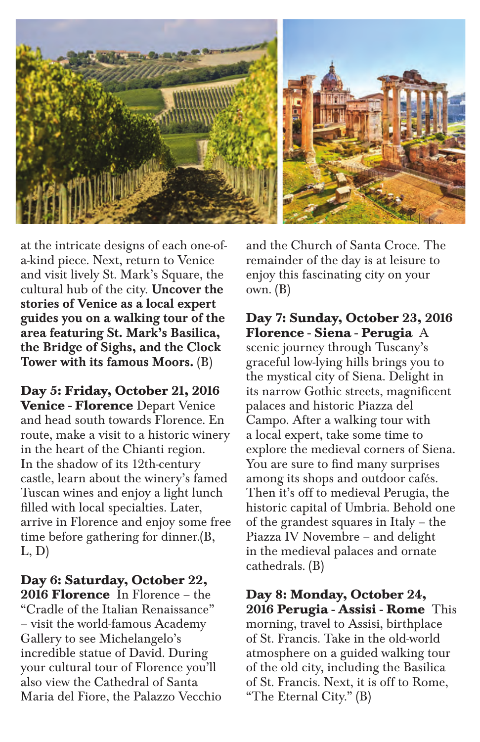at the intricate designs of each one-of-a-kind piece. Next, return to Venice and visit lively St. Mark's Square, the cultural hub of the city. **Uncover the stories of Venice as a local expert guides you on a walking tour of the area featuring St. Mark's Basilica, the Bridge of Sighs, and the Clock Tower with its famous Moors.** (B)

**Day 5: Friday, October 21, 2016**
**Venice - Florence** Depart Venice and head south towards Florence. En route, make a visit to a historic winery in the heart of the Chianti region. In the shadow of its 12th-century castle, learn about the winery's famed Tuscan wines and enjoy a light lunch filled with local specialties. Later, arrive in Florence and enjoy some free time before gathering for dinner.(B, L, D)

**Day 6: Saturday, October 22, 2016 Florence** In Florence – the "Cradle of the Italian Renaissance" – visit the world-famous Academy Gallery to see Michelangelo's incredible statue of David. During your cultural tour of Florence you'll also view the Cathedral of Santa Maria del Fiore, the Palazzo Vecchio and the Church of Santa Croce. The remainder of the day is at leisure to enjoy this fascinating city on your own. (B)

**Day 7: Sunday, October 23, 2016**
**Florence - Siena - Perugia** A scenic journey through Tuscany's graceful low-lying hills brings you to the mystical city of Siena. Delight in its narrow Gothic streets, magnificent palaces and historic Piazza del Campo. After a walking tour with a local expert, take some time to explore the medieval corners of Siena. You are sure to find many surprises among its shops and outdoor cafés. Then it's off to medieval Perugia, the historic capital of Umbria. Behold one of the grandest squares in Italy – the Piazza IV Novembre – and delight in the medieval palaces and ornate cathedrals. (B)

**Day 8: Monday, October 24, 2016 Perugia - Assisi - Rome** This morning, travel to Assisi, birthplace of St. Francis. Take in the old-world atmosphere on a guided walking tour of the old city, including the Basilica of St. Francis. Next, it is off to Rome, "The Eternal City." (B)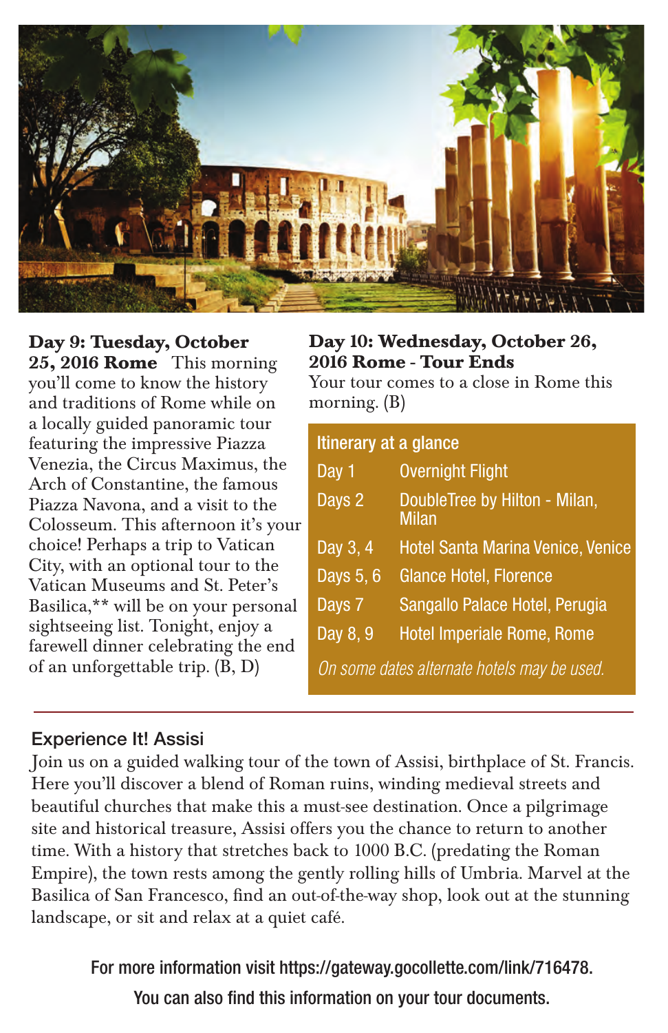**Day 9: Tuesday, October 25, 2016 Rome** This morning you'll come to know the history and traditions of Rome while on a locally guided panoramic tour featuring the impressive Piazza Venezia, the Circus Maximus, the Arch of Constantine, the famous Piazza Navona, and a visit to the Colosseum. This afternoon it's your choice! Perhaps a trip to Vatican City, with an optional tour to the Vatican Museums and St. Peter's Basilica,** will be on your personal sightseeing list. Tonight, enjoy a farewell dinner celebrating the end of an unforgettable trip. (B, D)

**Day 10: Wednesday, October 26, 2016 Rome - Tour Ends**
Your tour comes to a close in Rome this morning. (B)

| Itinerary at a glance | |
|---|---|
| Day 1 | Overnight Flight |
| Days 2 | DoubleTree by Hilton - Milan, Milan |
| Day 3, 4 | Hotel Santa Marina Venice, Venice |
| Days 5, 6 | Glance Hotel, Florence |
| Days 7 | Sangallo Palace Hotel, Perugia |
| Day 8, 9 | Hotel Imperiale Rome, Rome |

*On some dates alternate hotels may be used.*

## Experience It! Assisi

Join us on a guided walking tour of the town of Assisi, birthplace of St. Francis. Here you'll discover a blend of Roman ruins, winding medieval streets and beautiful churches that make this a must-see destination. Once a pilgrimage site and historical treasure, Assisi offers you the chance to return to another time. With a history that stretches back to 1000 B.C. (predating the Roman Empire), the town rests among the gently rolling hills of Umbria. Marvel at the Basilica of San Francesco, find an out-of-the-way shop, look out at the stunning landscape, or sit and relax at a quiet café.

For more information visit https://gateway.gocollette.com/link/716478.
You can also find this information on your tour documents.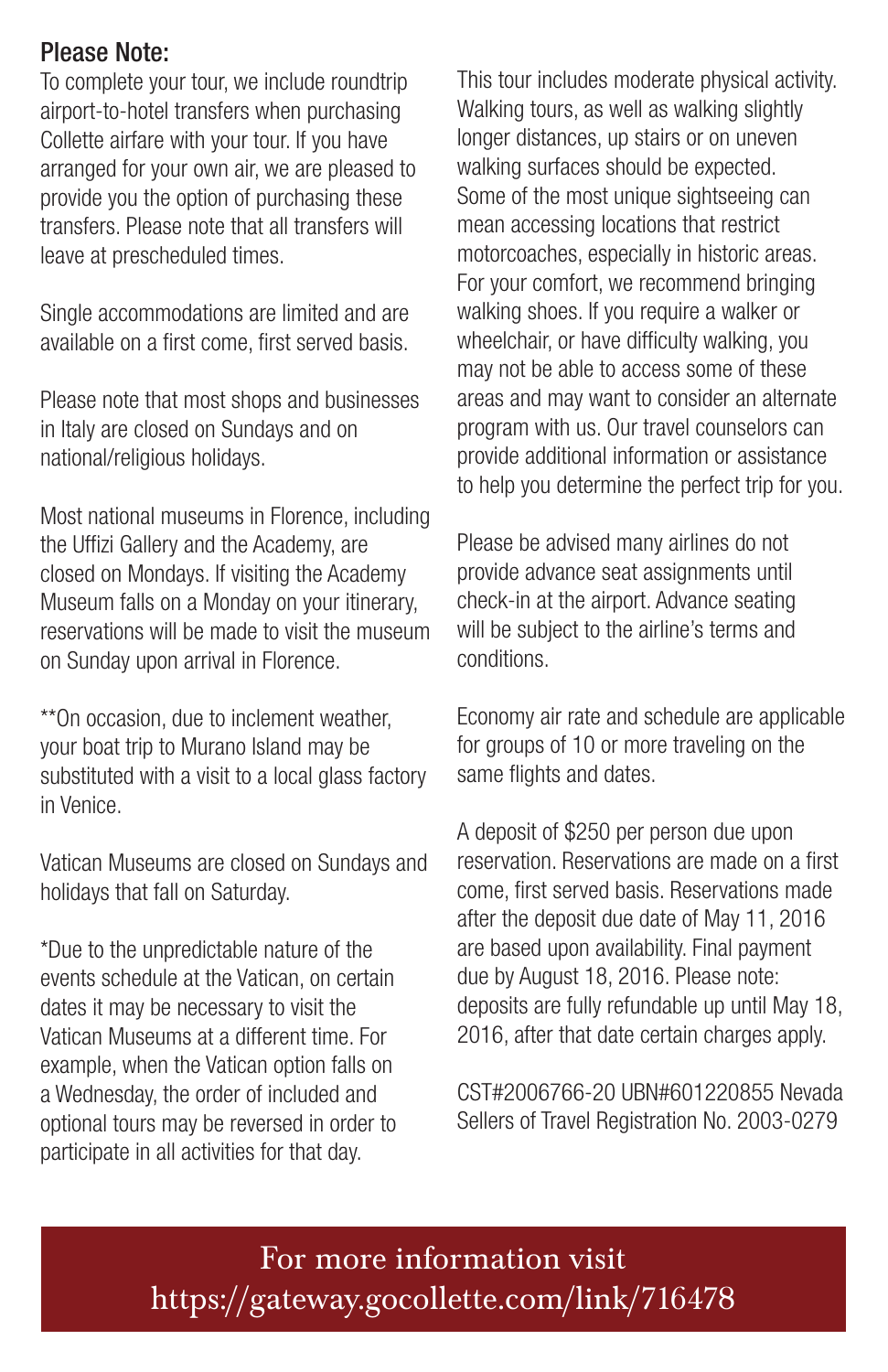## Please Note:

To complete your tour, we include roundtrip airport-to-hotel transfers when purchasing Collette airfare with your tour. If you have arranged for your own air, we are pleased to provide you the option of purchasing these transfers. Please note that all transfers will leave at prescheduled times.

Single accommodations are limited and are available on a first come, first served basis.

Please note that most shops and businesses in Italy are closed on Sundays and on national/religious holidays.

Most national museums in Florence, including the Uffizi Gallery and the Academy, are closed on Mondays. If visiting the Academy Museum falls on a Monday on your itinerary, reservations will be made to visit the museum on Sunday upon arrival in Florence.

**On occasion, due to inclement weather, your boat trip to Murano Island may be substituted with a visit to a local glass factory in Venice.

Vatican Museums are closed on Sundays and holidays that fall on Saturday.

*Due to the unpredictable nature of the events schedule at the Vatican, on certain dates it may be necessary to visit the Vatican Museums at a different time. For example, when the Vatican option falls on a Wednesday, the order of included and optional tours may be reversed in order to participate in all activities for that day.

This tour includes moderate physical activity. Walking tours, as well as walking slightly longer distances, up stairs or on uneven walking surfaces should be expected. Some of the most unique sightseeing can mean accessing locations that restrict motorcoaches, especially in historic areas. For your comfort, we recommend bringing walking shoes. If you require a walker or wheelchair, or have difficulty walking, you may not be able to access some of these areas and may want to consider an alternate program with us. Our travel counselors can provide additional information or assistance to help you determine the perfect trip for you.

Please be advised many airlines do not provide advance seat assignments until check-in at the airport. Advance seating will be subject to the airline's terms and conditions.

Economy air rate and schedule are applicable for groups of 10 or more traveling on the same flights and dates.

A deposit of $250 per person due upon reservation. Reservations are made on a first come, first served basis. Reservations made after the deposit due date of May 11, 2016 are based upon availability. Final payment due by August 18, 2016. Please note: deposits are fully refundable up until May 18, 2016, after that date certain charges apply.

CST#2006766-20 UBN#601220855 Nevada Sellers of Travel Registration No. 2003-0279

For more information visit https://gateway.gocollette.com/link/716478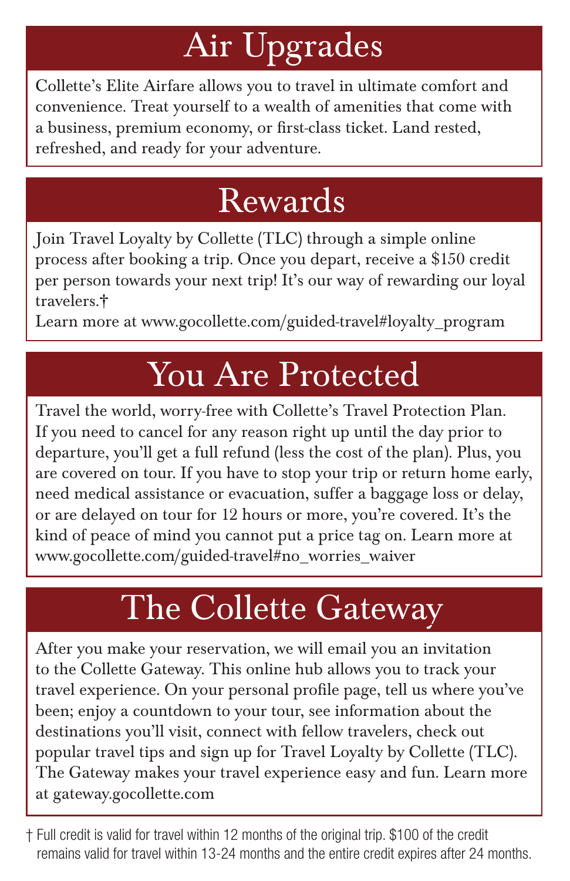## Air Upgrades

Collette's Elite Airfare allows you to travel in ultimate comfort and convenience. Treat yourself to a wealth of amenities that come with a business, premium economy, or first-class ticket. Land rested, refreshed, and ready for your adventure.

## Rewards

Join Travel Loyalty by Collette (TLC) through a simple online process after booking a trip. Once you depart, receive a $150 credit per person towards your next trip! It's our way of rewarding our loyal travelers.†
Learn more at www.gocollette.com/guided-travel#loyalty_program

## You Are Protected

Travel the world, worry-free with Collette's Travel Protection Plan. If you need to cancel for any reason right up until the day prior to departure, you'll get a full refund (less the cost of the plan). Plus, you are covered on tour. If you have to stop your trip or return home early, need medical assistance or evacuation, suffer a baggage loss or delay, or are delayed on tour for 12 hours or more, you're covered. It's the kind of peace of mind you cannot put a price tag on. Learn more at www.gocollette.com/guided-travel#no_worries_waiver

## The Collette Gateway

After you make your reservation, we will email you an invitation to the Collette Gateway. This online hub allows you to track your travel experience. On your personal profile page, tell us where you've been; enjoy a countdown to your tour, see information about the destinations you'll visit, connect with fellow travelers, check out popular travel tips and sign up for Travel Loyalty by Collette (TLC). The Gateway makes your travel experience easy and fun. Learn more at gateway.gocollette.com

† Full credit is valid for travel within 12 months of the original trip. $100 of the credit remains valid for travel within 13-24 months and the entire credit expires after 24 months.